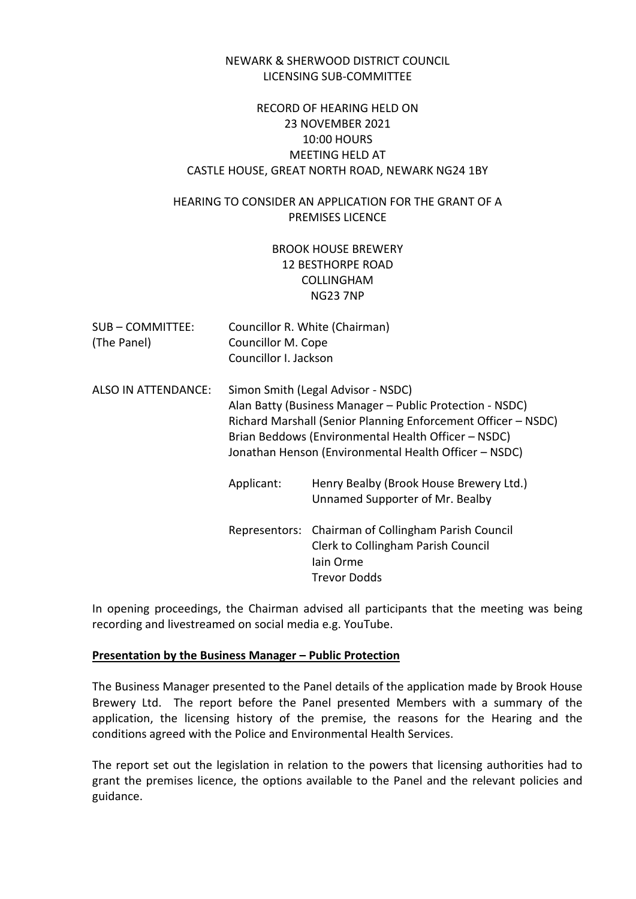NEWARK & SHERWOOD DISTRICT COUNCIL
LICENSING SUB-COMMITTEE

RECORD OF HEARING HELD ON
23 NOVEMBER 2021
10:00 HOURS
MEETING HELD AT
CASTLE HOUSE, GREAT NORTH ROAD, NEWARK NG24 1BY

HEARING TO CONSIDER AN APPLICATION FOR THE GRANT OF A PREMISES LICENCE

BROOK HOUSE BREWERY
12 BESTHORPE ROAD
COLLINGHAM
NG23 7NP

| | | |
|---|---|---|
| SUB – COMMITTEE: (The Panel) | Councillor R. White (Chairman)<br>Councillor M. Cope<br>Councillor I. Jackson | |
| ALSO IN ATTENDANCE: | Simon Smith (Legal Advisor - NSDC)<br>Alan Batty (Business Manager – Public Protection - NSDC)<br>Richard Marshall (Senior Planning Enforcement Officer – NSDC)<br>Brian Beddows (Environmental Health Officer – NSDC)<br>Jonathan Henson (Environmental Health Officer – NSDC) | |
| | Applicant: | Henry Bealby (Brook House Brewery Ltd.)<br>Unnamed Supporter of Mr. Bealby |
| | Representors: | Chairman of Collingham Parish Council<br>Clerk to Collingham Parish Council<br>Iain Orme<br>Trevor Dodds |

In opening proceedings, the Chairman advised all participants that the meeting was being recording and livestreamed on social media e.g. YouTube.

**Presentation by the Business Manager – Public Protection**

The Business Manager presented to the Panel details of the application made by Brook House Brewery Ltd. The report before the Panel presented Members with a summary of the application, the licensing history of the premise, the reasons for the Hearing and the conditions agreed with the Police and Environmental Health Services.

The report set out the legislation in relation to the powers that licensing authorities had to grant the premises licence, the options available to the Panel and the relevant policies and guidance.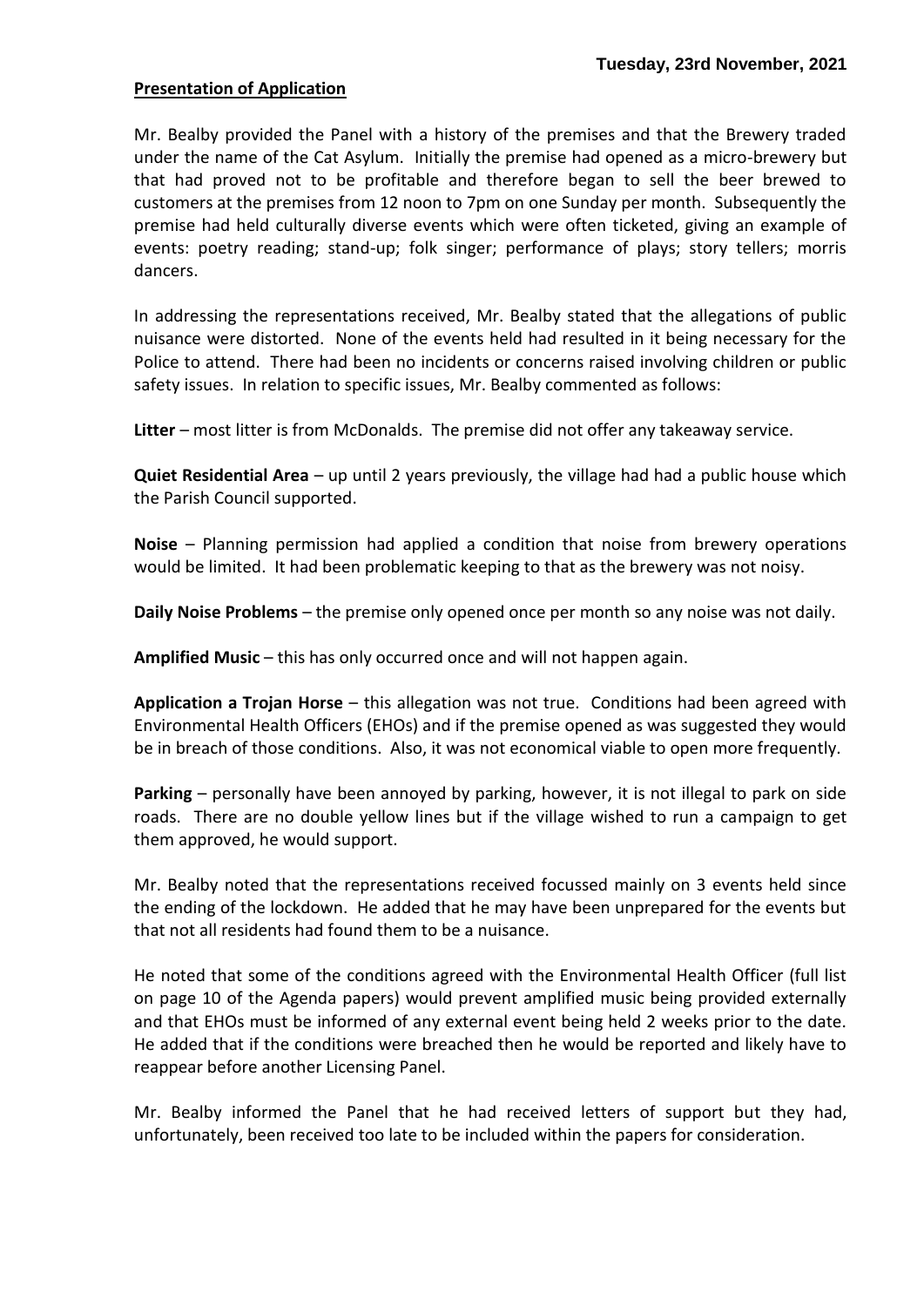**Presentation of Application**

Mr. Bealby provided the Panel with a history of the premises and that the Brewery traded under the name of the Cat Asylum. Initially the premise had opened as a micro-brewery but that had proved not to be profitable and therefore began to sell the beer brewed to customers at the premises from 12 noon to 7pm on one Sunday per month. Subsequently the premise had held culturally diverse events which were often ticketed, giving an example of events: poetry reading; stand-up; folk singer; performance of plays; story tellers; morris dancers.

In addressing the representations received, Mr. Bealby stated that the allegations of public nuisance were distorted. None of the events held had resulted in it being necessary for the Police to attend. There had been no incidents or concerns raised involving children or public safety issues. In relation to specific issues, Mr. Bealby commented as follows:

**Litter** – most litter is from McDonalds. The premise did not offer any takeaway service.

**Quiet Residential Area** – up until 2 years previously, the village had had a public house which the Parish Council supported.

**Noise** – Planning permission had applied a condition that noise from brewery operations would be limited. It had been problematic keeping to that as the brewery was not noisy.

**Daily Noise Problems** – the premise only opened once per month so any noise was not daily.

**Amplified Music** – this has only occurred once and will not happen again.

**Application a Trojan Horse** – this allegation was not true. Conditions had been agreed with Environmental Health Officers (EHOs) and if the premise opened as was suggested they would be in breach of those conditions. Also, it was not economical viable to open more frequently.

**Parking** – personally have been annoyed by parking, however, it is not illegal to park on side roads. There are no double yellow lines but if the village wished to run a campaign to get them approved, he would support.

Mr. Bealby noted that the representations received focussed mainly on 3 events held since the ending of the lockdown. He added that he may have been unprepared for the events but that not all residents had found them to be a nuisance.

He noted that some of the conditions agreed with the Environmental Health Officer (full list on page 10 of the Agenda papers) would prevent amplified music being provided externally and that EHOs must be informed of any external event being held 2 weeks prior to the date. He added that if the conditions were breached then he would be reported and likely have to reappear before another Licensing Panel.

Mr. Bealby informed the Panel that he had received letters of support but they had, unfortunately, been received too late to be included within the papers for consideration.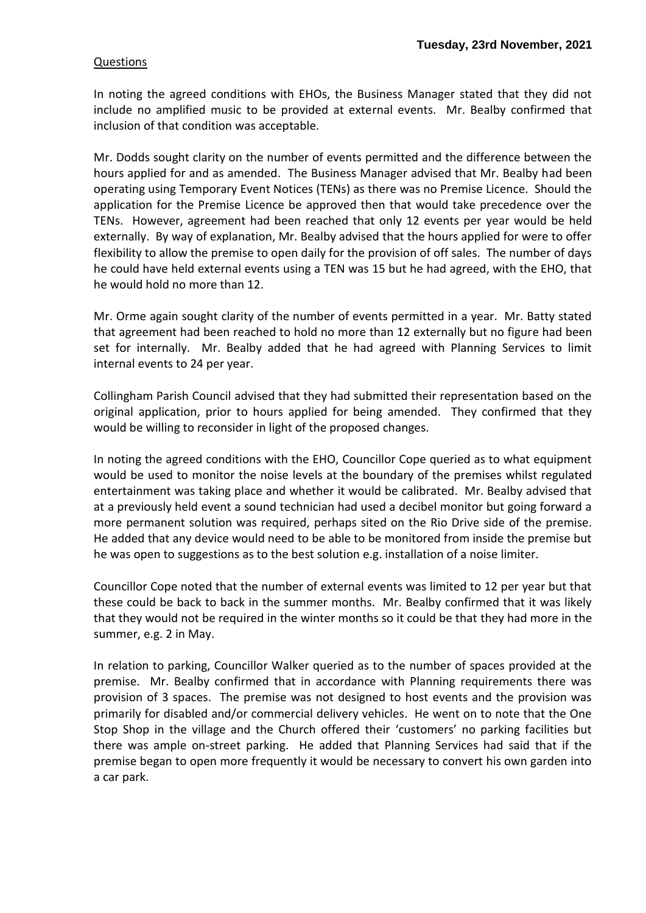Questions

In noting the agreed conditions with EHOs, the Business Manager stated that they did not include no amplified music to be provided at external events. Mr. Bealby confirmed that inclusion of that condition was acceptable.

Mr. Dodds sought clarity on the number of events permitted and the difference between the hours applied for and as amended. The Business Manager advised that Mr. Bealby had been operating using Temporary Event Notices (TENs) as there was no Premise Licence. Should the application for the Premise Licence be approved then that would take precedence over the TENs. However, agreement had been reached that only 12 events per year would be held externally. By way of explanation, Mr. Bealby advised that the hours applied for were to offer flexibility to allow the premise to open daily for the provision of off sales. The number of days he could have held external events using a TEN was 15 but he had agreed, with the EHO, that he would hold no more than 12.

Mr. Orme again sought clarity of the number of events permitted in a year. Mr. Batty stated that agreement had been reached to hold no more than 12 externally but no figure had been set for internally. Mr. Bealby added that he had agreed with Planning Services to limit internal events to 24 per year.

Collingham Parish Council advised that they had submitted their representation based on the original application, prior to hours applied for being amended. They confirmed that they would be willing to reconsider in light of the proposed changes.

In noting the agreed conditions with the EHO, Councillor Cope queried as to what equipment would be used to monitor the noise levels at the boundary of the premises whilst regulated entertainment was taking place and whether it would be calibrated. Mr. Bealby advised that at a previously held event a sound technician had used a decibel monitor but going forward a more permanent solution was required, perhaps sited on the Rio Drive side of the premise. He added that any device would need to be able to be monitored from inside the premise but he was open to suggestions as to the best solution e.g. installation of a noise limiter.

Councillor Cope noted that the number of external events was limited to 12 per year but that these could be back to back in the summer months. Mr. Bealby confirmed that it was likely that they would not be required in the winter months so it could be that they had more in the summer, e.g. 2 in May.

In relation to parking, Councillor Walker queried as to the number of spaces provided at the premise. Mr. Bealby confirmed that in accordance with Planning requirements there was provision of 3 spaces. The premise was not designed to host events and the provision was primarily for disabled and/or commercial delivery vehicles. He went on to note that the One Stop Shop in the village and the Church offered their 'customers' no parking facilities but there was ample on-street parking. He added that Planning Services had said that if the premise began to open more frequently it would be necessary to convert his own garden into a car park.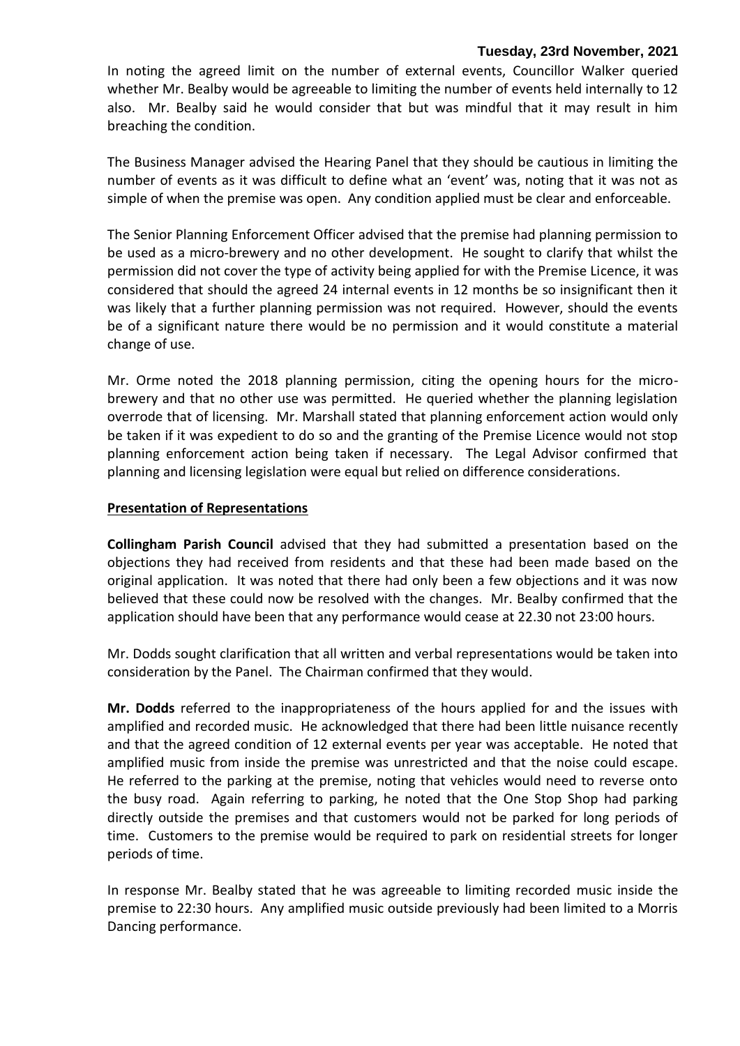In noting the agreed limit on the number of external events, Councillor Walker queried whether Mr. Bealby would be agreeable to limiting the number of events held internally to 12 also. Mr. Bealby said he would consider that but was mindful that it may result in him breaching the condition.

The Business Manager advised the Hearing Panel that they should be cautious in limiting the number of events as it was difficult to define what an 'event' was, noting that it was not as simple of when the premise was open. Any condition applied must be clear and enforceable.

The Senior Planning Enforcement Officer advised that the premise had planning permission to be used as a micro-brewery and no other development. He sought to clarify that whilst the permission did not cover the type of activity being applied for with the Premise Licence, it was considered that should the agreed 24 internal events in 12 months be so insignificant then it was likely that a further planning permission was not required. However, should the events be of a significant nature there would be no permission and it would constitute a material change of use.

Mr. Orme noted the 2018 planning permission, citing the opening hours for the micro-brewery and that no other use was permitted. He queried whether the planning legislation overrode that of licensing. Mr. Marshall stated that planning enforcement action would only be taken if it was expedient to do so and the granting of the Premise Licence would not stop planning enforcement action being taken if necessary. The Legal Advisor confirmed that planning and licensing legislation were equal but relied on difference considerations.

**Presentation of Representations**

**Collingham Parish Council** advised that they had submitted a presentation based on the objections they had received from residents and that these had been made based on the original application. It was noted that there had only been a few objections and it was now believed that these could now be resolved with the changes. Mr. Bealby confirmed that the application should have been that any performance would cease at 22.30 not 23:00 hours.

Mr. Dodds sought clarification that all written and verbal representations would be taken into consideration by the Panel. The Chairman confirmed that they would.

**Mr. Dodds** referred to the inappropriateness of the hours applied for and the issues with amplified and recorded music. He acknowledged that there had been little nuisance recently and that the agreed condition of 12 external events per year was acceptable. He noted that amplified music from inside the premise was unrestricted and that the noise could escape. He referred to the parking at the premise, noting that vehicles would need to reverse onto the busy road. Again referring to parking, he noted that the One Stop Shop had parking directly outside the premises and that customers would not be parked for long periods of time. Customers to the premise would be required to park on residential streets for longer periods of time.

In response Mr. Bealby stated that he was agreeable to limiting recorded music inside the premise to 22:30 hours. Any amplified music outside previously had been limited to a Morris Dancing performance.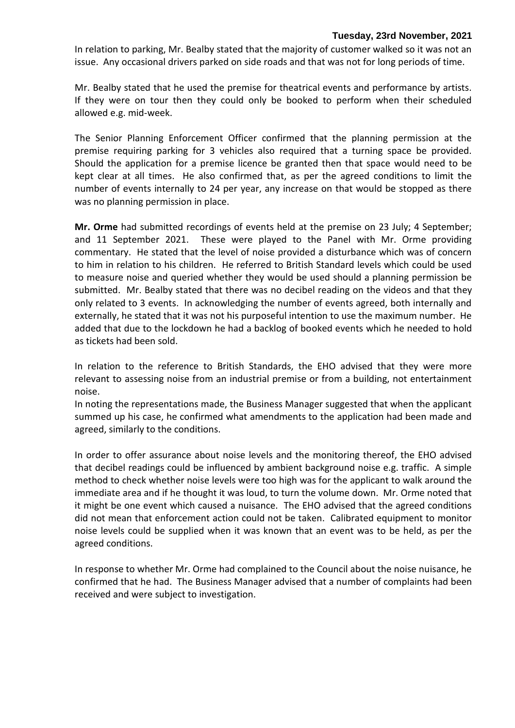In relation to parking, Mr. Bealby stated that the majority of customer walked so it was not an issue. Any occasional drivers parked on side roads and that was not for long periods of time.

Mr. Bealby stated that he used the premise for theatrical events and performance by artists. If they were on tour then they could only be booked to perform when their scheduled allowed e.g. mid-week.

The Senior Planning Enforcement Officer confirmed that the planning permission at the premise requiring parking for 3 vehicles also required that a turning space be provided. Should the application for a premise licence be granted then that space would need to be kept clear at all times. He also confirmed that, as per the agreed conditions to limit the number of events internally to 24 per year, any increase on that would be stopped as there was no planning permission in place.

**Mr. Orme** had submitted recordings of events held at the premise on 23 July; 4 September; and 11 September 2021. These were played to the Panel with Mr. Orme providing commentary. He stated that the level of noise provided a disturbance which was of concern to him in relation to his children. He referred to British Standard levels which could be used to measure noise and queried whether they would be used should a planning permission be submitted. Mr. Bealby stated that there was no decibel reading on the videos and that they only related to 3 events. In acknowledging the number of events agreed, both internally and externally, he stated that it was not his purposeful intention to use the maximum number. He added that due to the lockdown he had a backlog of booked events which he needed to hold as tickets had been sold.

In relation to the reference to British Standards, the EHO advised that they were more relevant to assessing noise from an industrial premise or from a building, not entertainment noise.

In noting the representations made, the Business Manager suggested that when the applicant summed up his case, he confirmed what amendments to the application had been made and agreed, similarly to the conditions.

In order to offer assurance about noise levels and the monitoring thereof, the EHO advised that decibel readings could be influenced by ambient background noise e.g. traffic. A simple method to check whether noise levels were too high was for the applicant to walk around the immediate area and if he thought it was loud, to turn the volume down. Mr. Orme noted that it might be one event which caused a nuisance. The EHO advised that the agreed conditions did not mean that enforcement action could not be taken. Calibrated equipment to monitor noise levels could be supplied when it was known that an event was to be held, as per the agreed conditions.

In response to whether Mr. Orme had complained to the Council about the noise nuisance, he confirmed that he had. The Business Manager advised that a number of complaints had been received and were subject to investigation.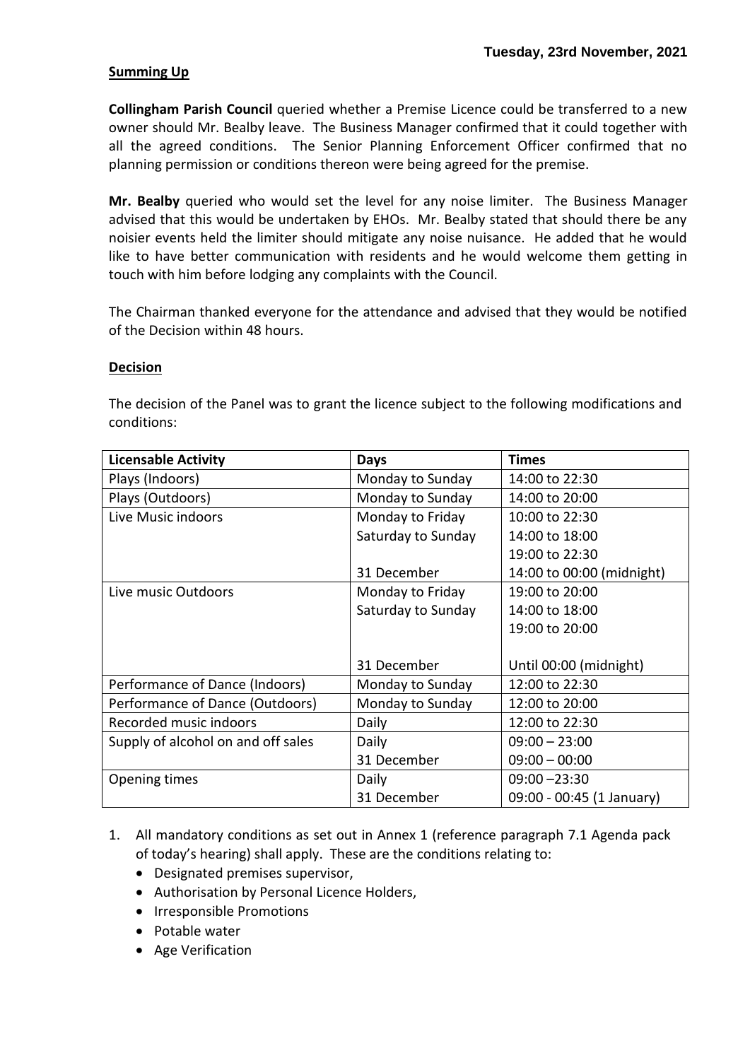**Summing Up**

**Collingham Parish Council** queried whether a Premise Licence could be transferred to a new owner should Mr. Bealby leave. The Business Manager confirmed that it could together with all the agreed conditions. The Senior Planning Enforcement Officer confirmed that no planning permission or conditions thereon were being agreed for the premise.

**Mr. Bealby** queried who would set the level for any noise limiter. The Business Manager advised that this would be undertaken by EHOs. Mr. Bealby stated that should there be any noisier events held the limiter should mitigate any noise nuisance. He added that he would like to have better communication with residents and he would welcome them getting in touch with him before lodging any complaints with the Council.

The Chairman thanked everyone for the attendance and advised that they would be notified of the Decision within 48 hours.

**Decision**

The decision of the Panel was to grant the licence subject to the following modifications and conditions:

| Licensable Activity | Days | Times |
|---|---|---|
| Plays (Indoors) | Monday to Sunday | 14:00 to 22:30 |
| Plays (Outdoors) | Monday to Sunday | 14:00 to 20:00 |
| Live Music indoors | Monday to Friday<br>Saturday to Sunday<br><br>31 December | 10:00 to 22:30<br>14:00 to 18:00<br>19:00 to 22:30<br>14:00 to 00:00 (midnight) |
| Live music Outdoors | Monday to Friday<br>Saturday to Sunday<br><br><br>31 December | 19:00 to 20:00<br>14:00 to 18:00<br>19:00 to 20:00<br><br>Until 00:00 (midnight) |
| Performance of Dance (Indoors) | Monday to Sunday | 12:00 to 22:30 |
| Performance of Dance (Outdoors) | Monday to Sunday | 12:00 to 20:00 |
| Recorded music indoors | Daily | 12:00 to 22:30 |
| Supply of alcohol on and off sales | Daily<br>31 December | 09:00 – 23:00<br>09:00 – 00:00 |
| Opening times | Daily<br>31 December | 09:00 –23:30<br>09:00 - 00:45 (1 January) |

1. All mandatory conditions as set out in Annex 1 (reference paragraph 7.1 Agenda pack of today's hearing) shall apply. These are the conditions relating to:
   - Designated premises supervisor,
   - Authorisation by Personal Licence Holders,
   - Irresponsible Promotions
   - Potable water
   - Age Verification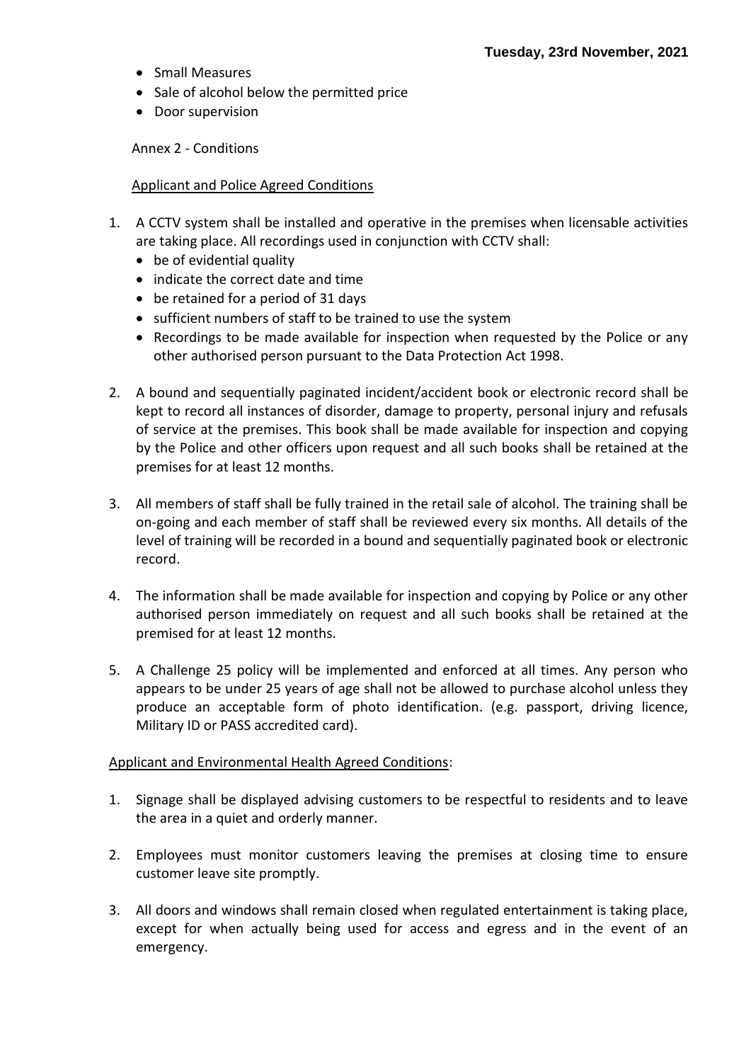- Small Measures
- Sale of alcohol below the permitted price
- Door supervision

Annex 2 - Conditions

Applicant and Police Agreed Conditions

1. A CCTV system shall be installed and operative in the premises when licensable activities are taking place. All recordings used in conjunction with CCTV shall:
   - be of evidential quality
   - indicate the correct date and time
   - be retained for a period of 31 days
   - sufficient numbers of staff to be trained to use the system
   - Recordings to be made available for inspection when requested by the Police or any other authorised person pursuant to the Data Protection Act 1998.

2. A bound and sequentially paginated incident/accident book or electronic record shall be kept to record all instances of disorder, damage to property, personal injury and refusals of service at the premises. This book shall be made available for inspection and copying by the Police and other officers upon request and all such books shall be retained at the premises for at least 12 months.

3. All members of staff shall be fully trained in the retail sale of alcohol. The training shall be on-going and each member of staff shall be reviewed every six months. All details of the level of training will be recorded in a bound and sequentially paginated book or electronic record.

4. The information shall be made available for inspection and copying by Police or any other authorised person immediately on request and all such books shall be retained at the premised for at least 12 months.

5. A Challenge 25 policy will be implemented and enforced at all times. Any person who appears to be under 25 years of age shall not be allowed to purchase alcohol unless they produce an acceptable form of photo identification. (e.g. passport, driving licence, Military ID or PASS accredited card).

Applicant and Environmental Health Agreed Conditions:

1. Signage shall be displayed advising customers to be respectful to residents and to leave the area in a quiet and orderly manner.

2. Employees must monitor customers leaving the premises at closing time to ensure customer leave site promptly.

3. All doors and windows shall remain closed when regulated entertainment is taking place, except for when actually being used for access and egress and in the event of an emergency.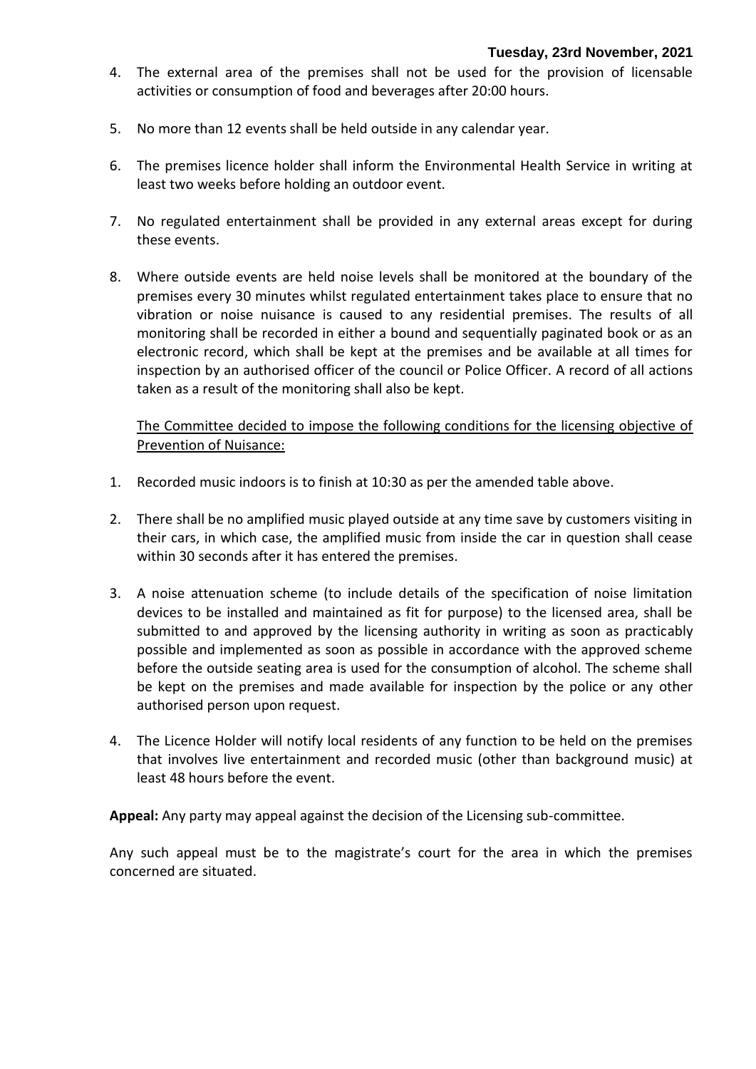4. The external area of the premises shall not be used for the provision of licensable activities or consumption of food and beverages after 20:00 hours.

5. No more than 12 events shall be held outside in any calendar year.

6. The premises licence holder shall inform the Environmental Health Service in writing at least two weeks before holding an outdoor event.

7. No regulated entertainment shall be provided in any external areas except for during these events.

8. Where outside events are held noise levels shall be monitored at the boundary of the premises every 30 minutes whilst regulated entertainment takes place to ensure that no vibration or noise nuisance is caused to any residential premises. The results of all monitoring shall be recorded in either a bound and sequentially paginated book or as an electronic record, which shall be kept at the premises and be available at all times for inspection by an authorised officer of the council or Police Officer. A record of all actions taken as a result of the monitoring shall also be kept.

<u>The Committee decided to impose the following conditions for the licensing objective of Prevention of Nuisance:</u>

1. Recorded music indoors is to finish at 10:30 as per the amended table above.

2. There shall be no amplified music played outside at any time save by customers visiting in their cars, in which case, the amplified music from inside the car in question shall cease within 30 seconds after it has entered the premises.

3. A noise attenuation scheme (to include details of the specification of noise limitation devices to be installed and maintained as fit for purpose) to the licensed area, shall be submitted to and approved by the licensing authority in writing as soon as practicably possible and implemented as soon as possible in accordance with the approved scheme before the outside seating area is used for the consumption of alcohol. The scheme shall be kept on the premises and made available for inspection by the police or any other authorised person upon request.

4. The Licence Holder will notify local residents of any function to be held on the premises that involves live entertainment and recorded music (other than background music) at least 48 hours before the event.

**Appeal:** Any party may appeal against the decision of the Licensing sub-committee.

Any such appeal must be to the magistrate's court for the area in which the premises concerned are situated.